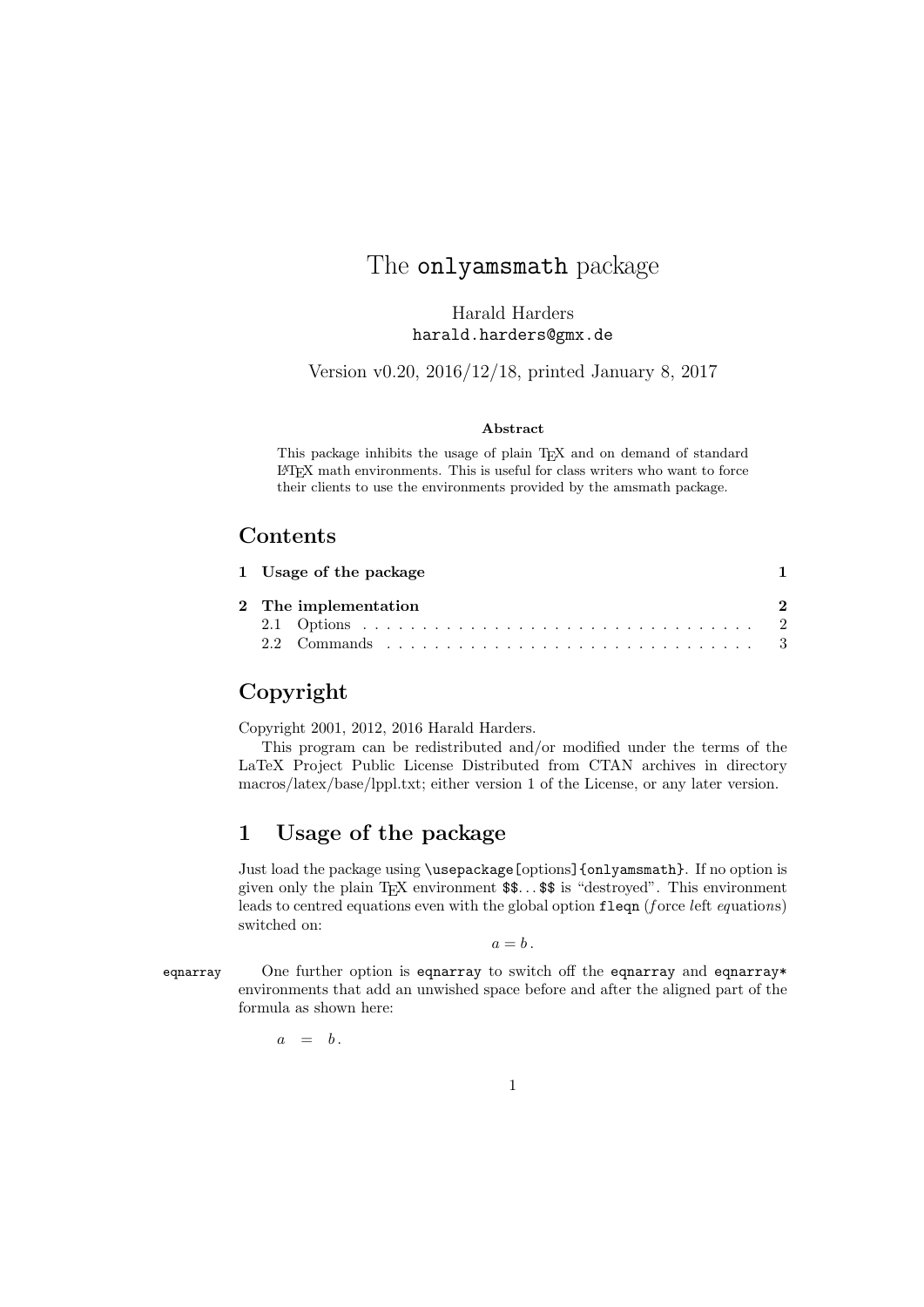# The `onlyamsmath` package

Harald Harders
`harald.harders@gmx.de`

Version v0.20, 2016/12/18, printed January 8, 2017

**Abstract**

This package inhibits the usage of plain TeX and on demand of standard LaTeX math environments. This is useful for class writers who want to force their clients to use the environments provided by the amsmath package.

## Contents

| | | |
|---|---|---|
| **1** | **Usage of the package** | **1** |
| **2** | **The implementation** | **2** |
| 2.1 | Options | 2 |
| 2.2 | Commands | 3 |

## Copyright

Copyright 2001, 2012, 2016 Harald Harders.

This program can be redistributed and/or modified under the terms of the LaTeX Project Public License Distributed from CTAN archives in directory macros/latex/base/lppl.txt; either version 1 of the License, or any later version.

## 1 Usage of the package

Just load the package using `\usepackage[options]{onlyamsmath}`. If no option is given only the plain TeX environment `$$`...`$$` is "destroyed". This environment leads to centred equations even with the global option `fleqn` (*f*orce *l*eft *eq*uatio*n*s) switched on:

$$a = b\,.$$

`eqnarray` One further option is `eqnarray` to switch off the `eqnarray` and `eqnarray*` environments that add an unwished space before and after the aligned part of the formula as shown here:

$$a \quad = \quad b\,.$$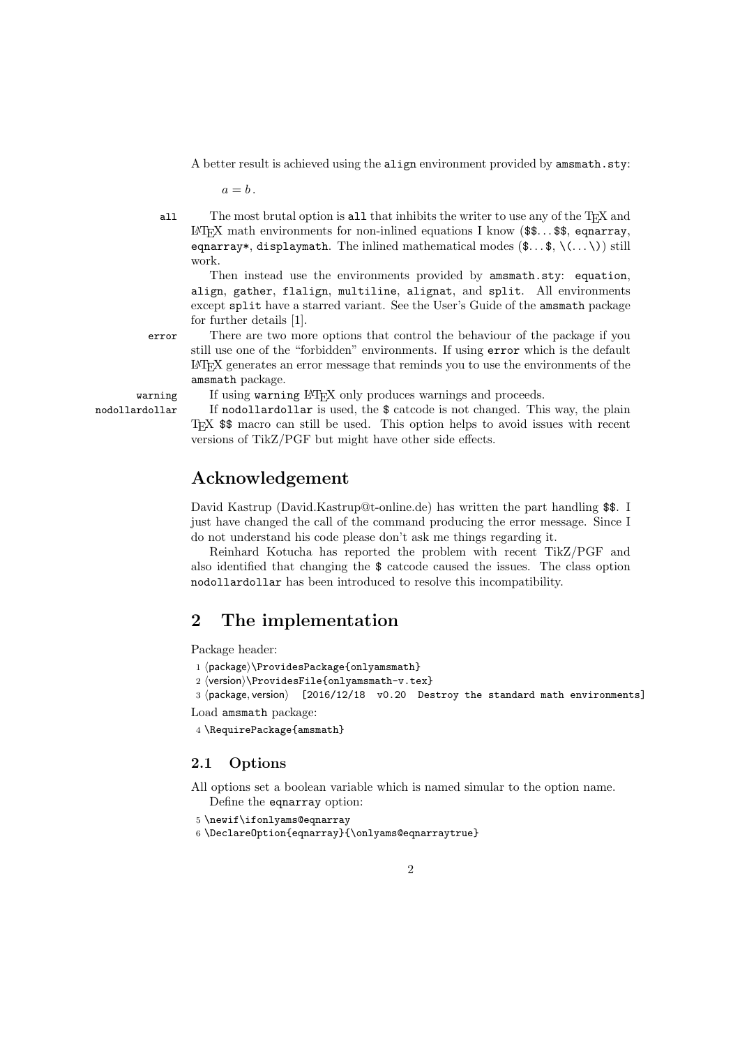A better result is achieved using the `align` environment provided by `amsmath.sty`:

$$a = b\,.$$

**`all`** The most brutal option is `all` that inhibits the writer to use any of the TeX and LaTeX math environments for non-inlined equations I know (`$$`...`$$`, `eqnarray`, `eqnarray*`, `displaymath`. The inlined mathematical modes (`$`...`$`, `\(`...`\)`) still work.

Then instead use the environments provided by `amsmath.sty`: `equation`, `align`, `gather`, `flalign`, `multiline`, `alignat`, and `split`. All environments except `split` have a starred variant. See the User's Guide of the `amsmath` package for further details [1].

**`error`** There are two more options that control the behaviour of the package if you still use one of the "forbidden" environments. If using `error` which is the default LaTeX generates an error message that reminds you to use the environments of the `amsmath` package.

**`warning`** If using `warning` LaTeX only produces warnings and proceeds.

**`nodollardollar`** If `nodollardollar` is used, the `$` catcode is not changed. This way, the plain TeX `$$` macro can still be used. This option helps to avoid issues with recent versions of TikZ/PGF but might have other side effects.

## Acknowledgement

David Kastrup (David.Kastrup@t-online.de) has written the part handling `$$`. I just have changed the call of the command producing the error message. Since I do not understand his code please don't ask me things regarding it.

Reinhard Kotucha has reported the problem with recent TikZ/PGF and also identified that changing the `$` catcode caused the issues. The class option `nodollardollar` has been introduced to resolve this incompatibility.

## 2 The implementation

Package header:

```
1 ⟨package⟩\ProvidesPackage{onlyamsmath}
2 ⟨version⟩\ProvidesFile{onlyamsmath-v.tex}
3 ⟨package, version⟩  [2016/12/18  v0.20  Destroy the standard math environments]
```

Load `amsmath` package:

```
4 \RequirePackage{amsmath}
```

### 2.1 Options

All options set a boolean variable which is named simular to the option name.

Define the `eqnarray` option:

```
5 \newif\ifonlyams@eqnarray
6 \DeclareOption{eqnarray}{\onlyams@eqnarraytrue}
```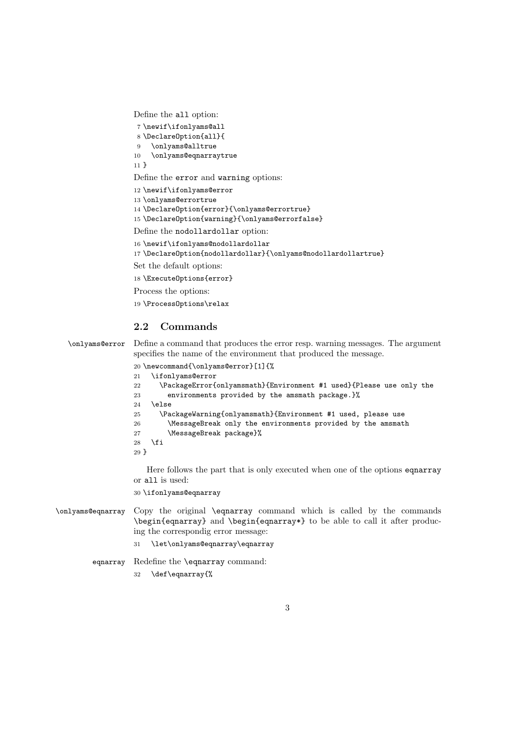Define the `all` option:

```
 7 \newif\ifonlyams@all
 8 \DeclareOption{all}{
 9   \onlyams@alltrue
10   \onlyams@eqnarraytrue
11 }
```

Define the `error` and `warning` options:

```
12 \newif\ifonlyams@error
13 \onlyams@errortrue
14 \DeclareOption{error}{\onlyams@errortrue}
15 \DeclareOption{warning}{\onlyams@errorfalse}
```

Define the `nodollardollar` option:

```
16 \newif\ifonlyams@nodollardollar
17 \DeclareOption{nodollardollar}{\onlyams@nodollardollartrue}
```

Set the default options:

```
18 \ExecuteOptions{error}
```

Process the options:

```
19 \ProcessOptions\relax
```

### 2.2 Commands

`\onlyams@error` Define a command that produces the error resp. warning messages. The argument specifies the name of the environment that produced the message.

```
20 \newcommand{\onlyams@error}[1]{%
21   \ifonlyams@error
22     \PackageError{onlyamsmath}{Environment #1 used}{Please use only the
23       environments provided by the amsmath package.}%
24   \else
25     \PackageWarning{onlyamsmath}{Environment #1 used, please use
26       \MessageBreak only the environments provided by the amsmath
27       \MessageBreak package}%
28   \fi
29 }
```

Here follows the part that is only executed when one of the options `eqnarray` or `all` is used:

```
30 \ifonlyams@eqnarray
```

`\onlyams@eqnarray` Copy the original `\eqnarray` command which is called by the commands `\begin{eqnarray}` and `\begin{eqnarray*}` to be able to call it after producing the correspondig error message:

```
31   \let\onlyams@eqnarray\eqnarray
```

`eqnarray` Redefine the `\eqnarray` command:

```
32   \def\eqnarray{%
```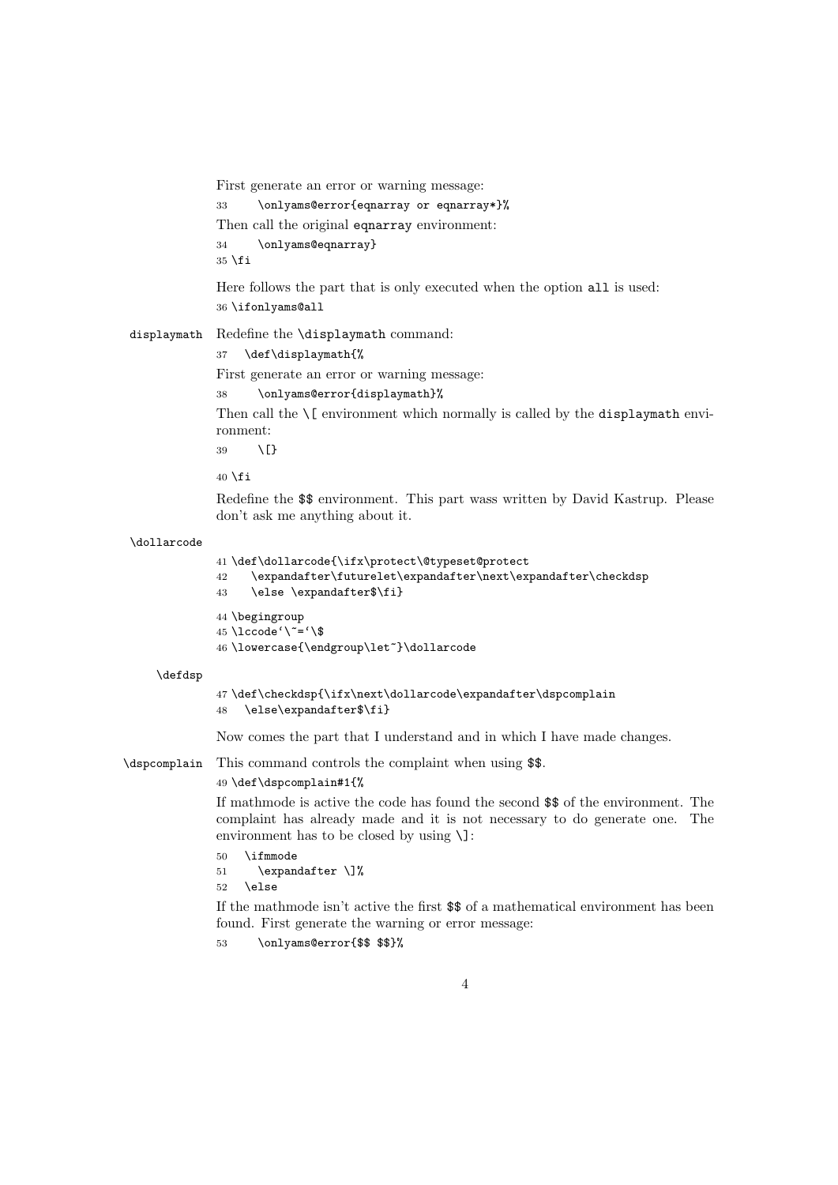First generate an error or warning message:

```
33     \onlyams@error{eqnarray or eqnarray*}%
```

Then call the original eqnarray environment:

```
34     \onlyams@eqnarray}
35 \fi
```

Here follows the part that is only executed when the option all is used:

```
36 \ifonlyams@all
```

displaymath Redefine the \displaymath command:

```
37   \def\displaymath{%
```

First generate an error or warning message:

```
38     \onlyams@error{displaymath}%
```

Then call the \[ environment which normally is called by the displaymath environment:

```
39     \[}
```

```
40 \fi
```

Redefine the $$ environment. This part wass written by David Kastrup. Please don't ask me anything about it.

\dollarcode

```
41 \def\dollarcode{\ifx\protect\@typeset@protect
42    \expandafter\futurelet\expandafter\next\expandafter\checkdsp
43    \else \expandafter$\fi}
```

```
44 \begingroup
45 \lccode`\~=`\$
46 \lowercase{\endgroup\let~}\dollarcode
```

\defdsp

```
47 \def\checkdsp{\ifx\next\dollarcode\expandafter\dspcomplain
48   \else\expandafter$\fi}
```

Now comes the part that I understand and in which I have made changes.

\dspcomplain This command controls the complaint when using $$.

```
49 \def\dspcomplain#1{%
```

If mathmode is active the code has found the second $$ of the environment. The complaint has already made and it is not necessary to do generate one. The environment has to be closed by using \]:

```
50   \ifmmode
51     \expandafter \]%
52   \else
```

If the mathmode isn't active the first $$ of a mathematical environment has been found. First generate the warning or error message:

```
53     \onlyams@error{$$ $$}%
```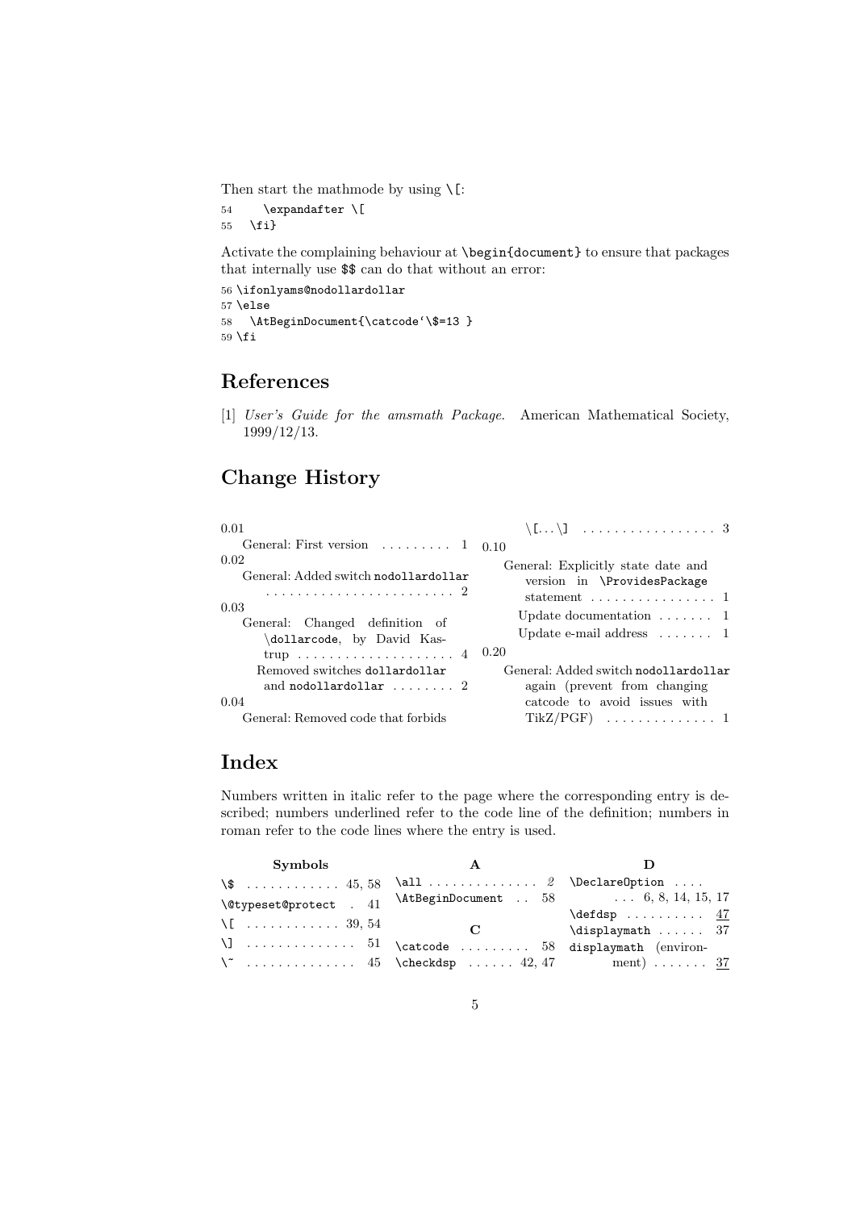Then start the mathmode by using \[:

```
54     \expandafter \[
55   \fi}
```

Activate the complaining behaviour at \begin{document} to ensure that packages that internally use $$ can do that without an error:

```
56 \ifonlyams@nodollardollar
57 \else
58   \AtBeginDocument{\catcode`\$=13 }
59 \fi
```

## References

[1] *User's Guide for the amsmath Package.* American Mathematical Society, 1999/12/13.

## Change History

0.01
- General: First version . . . . . . . . . 1

0.02
- General: Added switch `nodollardollar` . . . . . . . . . . . . . . . . . . . . . . . . 2

0.03
- General: Changed definition of \dollarcode, by David Kastrup . . . . . . . . . . . . . . . . . . . . 4
- Removed switches `dollardollar` and `nodollardollar` . . . . . . . . 2

0.04
- General: Removed code that forbids \[...\] . . . . . . . . . . . . . . . . . 3

0.10
- General: Explicitly state date and version in \ProvidesPackage statement . . . . . . . . . . . . . . . . 1
- Update documentation . . . . . . . 1
- Update e-mail address . . . . . . . 1

0.20
- General: Added switch `nodollardollar` again (prevent from changing catcode to avoid issues with TikZ/PGF) . . . . . . . . . . . . . . 1

## Index

Numbers written in italic refer to the page where the corresponding entry is described; numbers underlined refer to the code line of the definition; numbers in roman refer to the code lines where the entry is used.

**Symbols**

- `\$` . . . . . . . . . . . . 45, 58
- `\@typeset@protect` . 41
- `\[` . . . . . . . . . . . . 39, 54
- `\]` . . . . . . . . . . . . . . 51
- `\~` . . . . . . . . . . . . . . 45

**A**

- `\all` . . . . . . . . . . . . . . *2*
- `\AtBeginDocument` . . 58

**C**

- `\catcode` . . . . . . . . . 58
- `\checkdsp` . . . . . . 42, 47

**D**

- `\DeclareOption` . . . . . . . 6, 8, 14, 15, 17
- `\defdsp` . . . . . . . . . . 47
- `\displaymath` . . . . . . 37
- `displaymath` (environment) . . . . . . . 37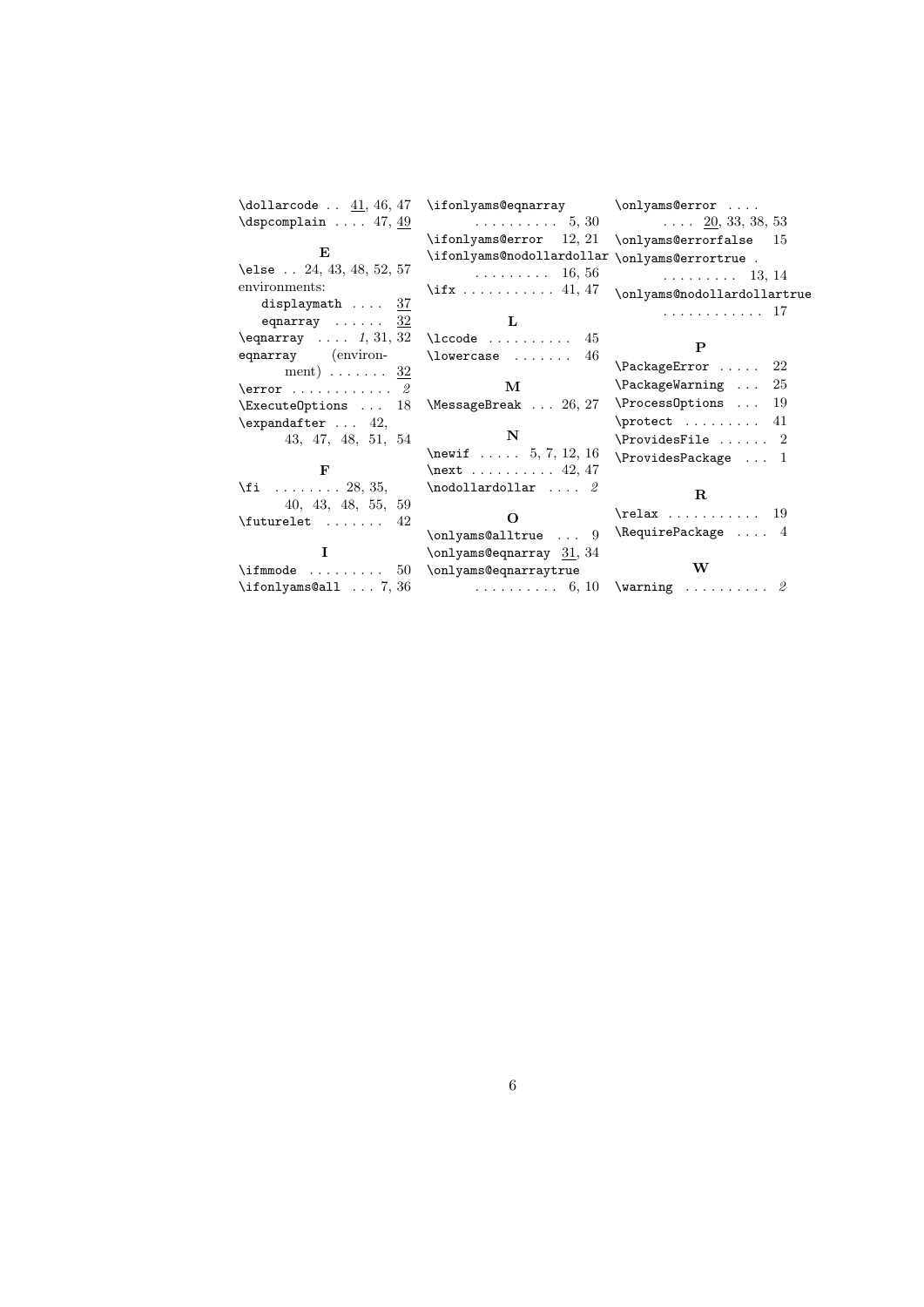\dollarcode . . <u>41</u>, 46, 47
\dspcomplain . . . . 47, <u>49</u>

**E**

\else . . 24, 43, 48, 52, 57
environments:
  displaymath . . . . <u>37</u>
  eqnarray . . . . . . <u>32</u>
\eqnarray . . . . *1*, 31, 32
eqnarray (environment) . . . . . . . <u>32</u>
\error . . . . . . . . . . . . *2*
\ExecuteOptions . . . 18
\expandafter . . . 42, 43, 47, 48, 51, 54

**F**

\fi . . . . . . . . 28, 35, 40, 43, 48, 55, 59
\futurelet . . . . . . . 42

**I**

\ifmmode . . . . . . . . . 50
\ifonlyams@all . . . 7, 36
\ifonlyams@eqnarray . . . . . . . . . . 5, 30
\ifonlyams@error 12, 21
\ifonlyams@nodollardollar . . . . . . . . . 16, 56
\ifx . . . . . . . . . . . 41, 47

**L**

\lccode . . . . . . . . . . 45
\lowercase . . . . . . . 46

**M**

\MessageBreak . . . 26, 27

**N**

\newif . . . . . 5, 7, 12, 16
\next . . . . . . . . . . 42, 47
\nodollardollar . . . . *2*

**O**

\onlyams@alltrue . . . 9
\onlyams@eqnarray <u>31</u>, 34
\onlyams@eqnarraytrue . . . . . . . . . . 6, 10
\onlyams@error . . . . . . . . <u>20</u>, 33, 38, 53
\onlyams@errorfalse 15
\onlyams@errortrue . . . . . . . . . . 13, 14
\onlyams@nodollardollartrue . . . . . . . . . . . . 17

**P**

\PackageError . . . . . 22
\PackageWarning . . . 25
\ProcessOptions . . . 19
\protect . . . . . . . . . 41
\ProvidesFile . . . . . . 2
\ProvidesPackage . . . 1

**R**

\relax . . . . . . . . . . . 19
\RequirePackage . . . . 4

**W**

\warning . . . . . . . . . . *2*